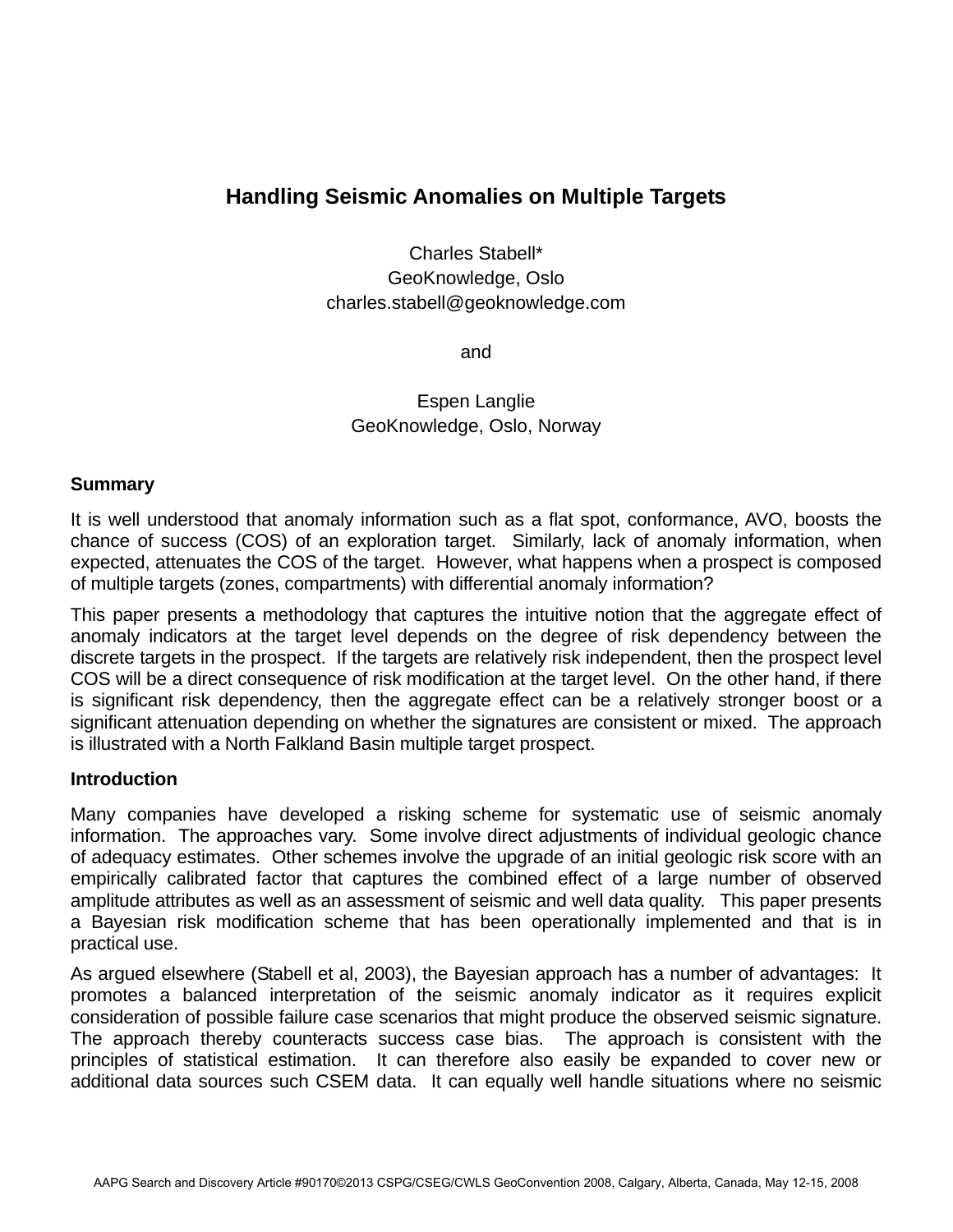# Handling Seismic Anomalies on Multiple Targets

Charles Stabell*
GeoKnowledge, Oslo
charles.stabell@geoknowledge.com

and

Espen Langlie
GeoKnowledge, Oslo, Norway

## Summary

It is well understood that anomaly information such as a flat spot, conformance, AVO, boosts the chance of success (COS) of an exploration target. Similarly, lack of anomaly information, when expected, attenuates the COS of the target. However, what happens when a prospect is composed of multiple targets (zones, compartments) with differential anomaly information?

This paper presents a methodology that captures the intuitive notion that the aggregate effect of anomaly indicators at the target level depends on the degree of risk dependency between the discrete targets in the prospect. If the targets are relatively risk independent, then the prospect level COS will be a direct consequence of risk modification at the target level. On the other hand, if there is significant risk dependency, then the aggregate effect can be a relatively stronger boost or a significant attenuation depending on whether the signatures are consistent or mixed. The approach is illustrated with a North Falkland Basin multiple target prospect.

## Introduction

Many companies have developed a risking scheme for systematic use of seismic anomaly information. The approaches vary. Some involve direct adjustments of individual geologic chance of adequacy estimates. Other schemes involve the upgrade of an initial geologic risk score with an empirically calibrated factor that captures the combined effect of a large number of observed amplitude attributes as well as an assessment of seismic and well data quality. This paper presents a Bayesian risk modification scheme that has been operationally implemented and that is in practical use.

As argued elsewhere (Stabell et al, 2003), the Bayesian approach has a number of advantages: It promotes a balanced interpretation of the seismic anomaly indicator as it requires explicit consideration of possible failure case scenarios that might produce the observed seismic signature. The approach thereby counteracts success case bias. The approach is consistent with the principles of statistical estimation. It can therefore also easily be expanded to cover new or additional data sources such CSEM data. It can equally well handle situations where no seismic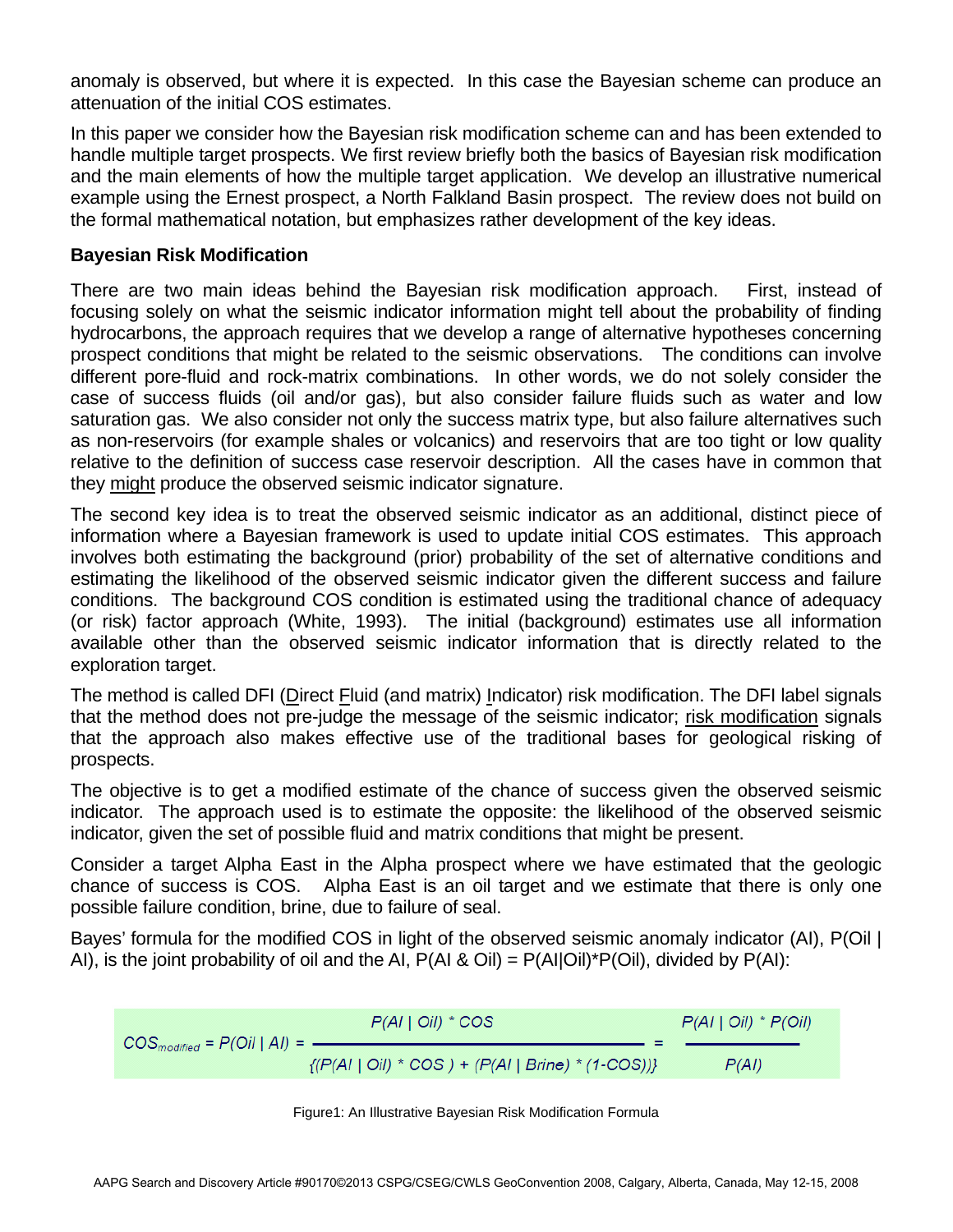anomaly is observed, but where it is expected. In this case the Bayesian scheme can produce an attenuation of the initial COS estimates.

In this paper we consider how the Bayesian risk modification scheme can and has been extended to handle multiple target prospects. We first review briefly both the basics of Bayesian risk modification and the main elements of how the multiple target application. We develop an illustrative numerical example using the Ernest prospect, a North Falkland Basin prospect. The review does not build on the formal mathematical notation, but emphasizes rather development of the key ideas.

**Bayesian Risk Modification**

There are two main ideas behind the Bayesian risk modification approach. First, instead of focusing solely on what the seismic indicator information might tell about the probability of finding hydrocarbons, the approach requires that we develop a range of alternative hypotheses concerning prospect conditions that might be related to the seismic observations. The conditions can involve different pore-fluid and rock-matrix combinations. In other words, we do not solely consider the case of success fluids (oil and/or gas), but also consider failure fluids such as water and low saturation gas. We also consider not only the success matrix type, but also failure alternatives such as non-reservoirs (for example shales or volcanics) and reservoirs that are too tight or low quality relative to the definition of success case reservoir description. All the cases have in common that they <u>might</u> produce the observed seismic indicator signature.

The second key idea is to treat the observed seismic indicator as an additional, distinct piece of information where a Bayesian framework is used to update initial COS estimates. This approach involves both estimating the background (prior) probability of the set of alternative conditions and estimating the likelihood of the observed seismic indicator given the different success and failure conditions. The background COS condition is estimated using the traditional chance of adequacy (or risk) factor approach (White, 1993). The initial (background) estimates use all information available other than the observed seismic indicator information that is directly related to the exploration target.

The method is called DFI (<u>D</u>irect <u>F</u>luid (and matrix) <u>I</u>ndicator) risk modification. The DFI label signals that the method does not pre-judge the message of the seismic indicator; <u>risk modification</u> signals that the approach also makes effective use of the traditional bases for geological risking of prospects.

The objective is to get a modified estimate of the chance of success given the observed seismic indicator. The approach used is to estimate the opposite: the likelihood of the observed seismic indicator, given the set of possible fluid and matrix conditions that might be present.

Consider a target Alpha East in the Alpha prospect where we have estimated that the geologic chance of success is COS. Alpha East is an oil target and we estimate that there is only one possible failure condition, brine, due to failure of seal.

Bayes' formula for the modified COS in light of the observed seismic anomaly indicator (AI), P(Oil | AI), is the joint probability of oil and the AI, P(AI & Oil) = P(AI|Oil)*P(Oil), divided by P(AI):

$$COS_{modified} = P(Oil \mid AI) = \frac{P(AI \mid Oil) * COS}{\{(P(AI \mid Oil) * COS) + (P(AI \mid Brine) * (1-COS))\}} = \frac{P(AI \mid Oil) * P(Oil)}{P(AI)}$$

Figure1: An Illustrative Bayesian Risk Modification Formula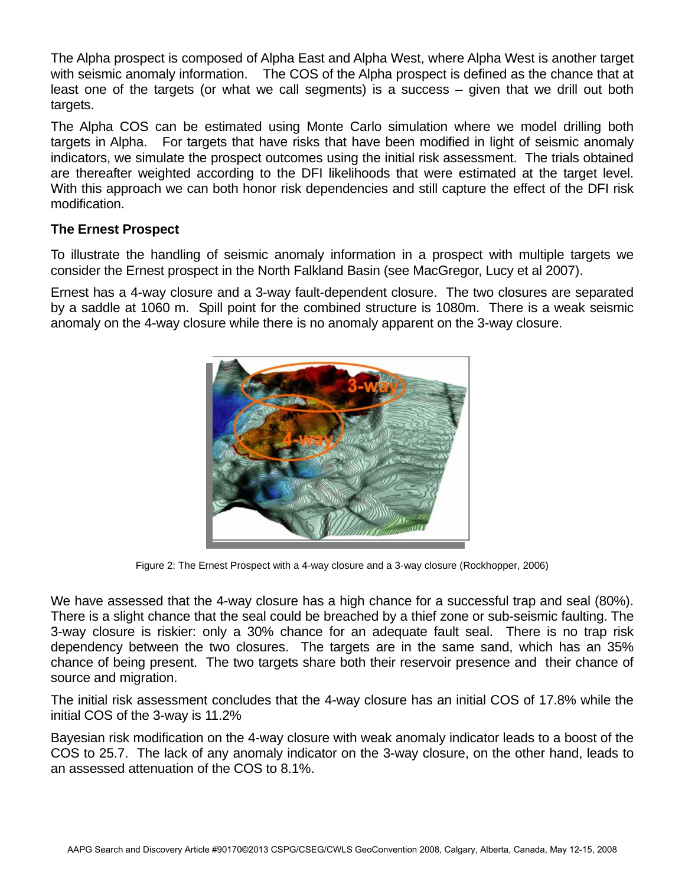The Alpha prospect is composed of Alpha East and Alpha West, where Alpha West is another target with seismic anomaly information. The COS of the Alpha prospect is defined as the chance that at least one of the targets (or what we call segments) is a success – given that we drill out both targets.

The Alpha COS can be estimated using Monte Carlo simulation where we model drilling both targets in Alpha. For targets that have risks that have been modified in light of seismic anomaly indicators, we simulate the prospect outcomes using the initial risk assessment. The trials obtained are thereafter weighted according to the DFI likelihoods that were estimated at the target level. With this approach we can both honor risk dependencies and still capture the effect of the DFI risk modification.

### The Ernest Prospect

To illustrate the handling of seismic anomaly information in a prospect with multiple targets we consider the Ernest prospect in the North Falkland Basin (see MacGregor, Lucy et al 2007).

Ernest has a 4-way closure and a 3-way fault-dependent closure. The two closures are separated by a saddle at 1060 m. Spill point for the combined structure is 1080m. There is a weak seismic anomaly on the 4-way closure while there is no anomaly apparent on the 3-way closure.

Figure 2: The Ernest Prospect with a 4-way closure and a 3-way closure (Rockhopper, 2006)

We have assessed that the 4-way closure has a high chance for a successful trap and seal (80%). There is a slight chance that the seal could be breached by a thief zone or sub-seismic faulting. The 3-way closure is riskier: only a 30% chance for an adequate fault seal. There is no trap risk dependency between the two closures. The targets are in the same sand, which has an 35% chance of being present. The two targets share both their reservoir presence and their chance of source and migration.

The initial risk assessment concludes that the 4-way closure has an initial COS of 17.8% while the initial COS of the 3-way is 11.2%

Bayesian risk modification on the 4-way closure with weak anomaly indicator leads to a boost of the COS to 25.7. The lack of any anomaly indicator on the 3-way closure, on the other hand, leads to an assessed attenuation of the COS to 8.1%.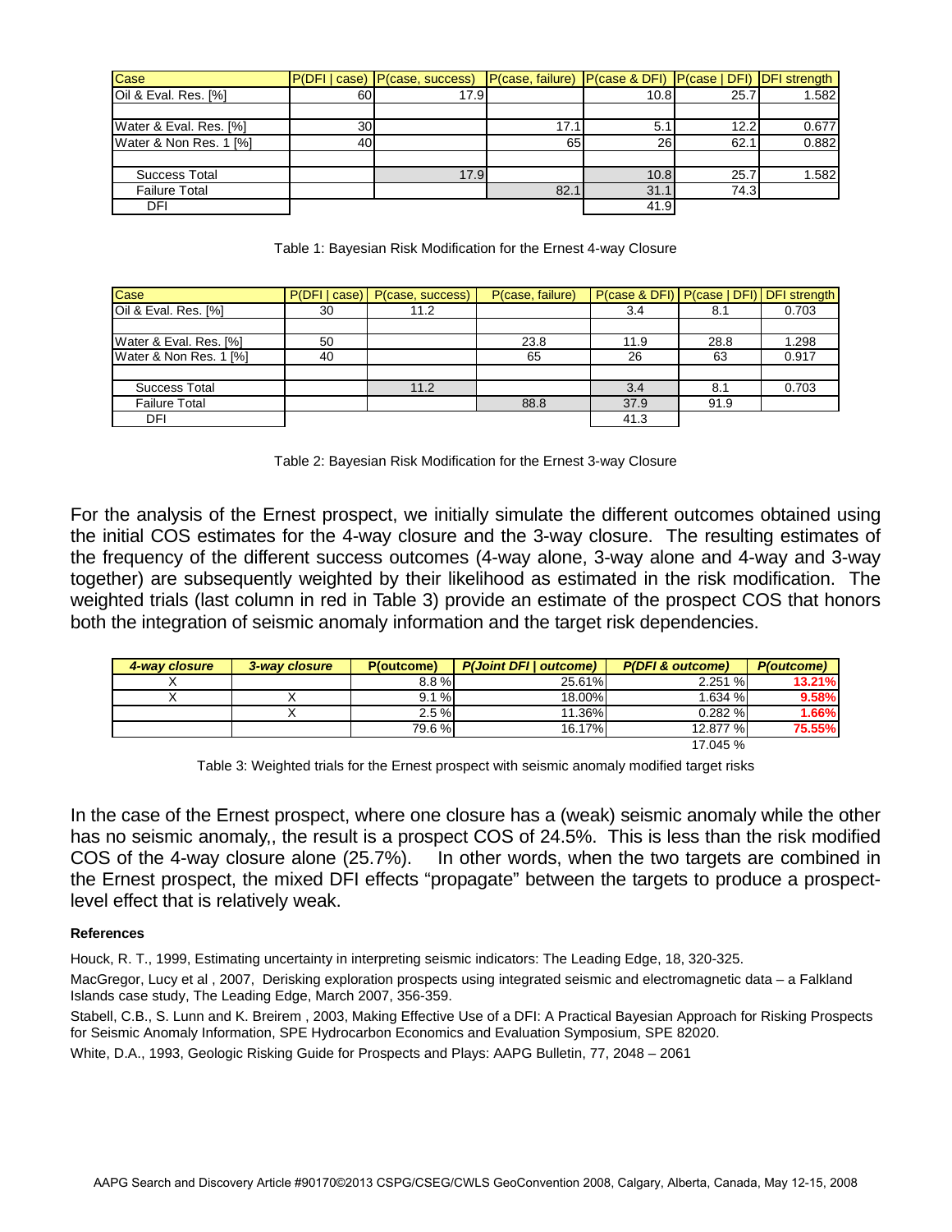| Case | P(DFI \| case) | P(case, success) | P(case, failure) | P(case & DFI) | P(case \| DFI) | DFI strength |
|---|---|---|---|---|---|---|
| Oil & Eval. Res. [%] | 60 | 17.9 | | 10.8 | 25.7 | 1.582 |
| | | | | | | |
| Water & Eval. Res. [%] | 30 | | 17.1 | 5.1 | 12.2 | 0.677 |
| Water & Non Res. 1 [%] | 40 | | 65 | 26 | 62.1 | 0.882 |
| | | | | | | |
| Success Total | | 17.9 | | 10.8 | 25.7 | 1.582 |
| Failure Total | | | 82.1 | 31.1 | 74.3 | |
| DFI | | | | 41.9 | | |

Table 1: Bayesian Risk Modification for the Ernest 4-way Closure

| Case | P(DFI \| case) | P(case, success) | P(case, failure) | P(case & DFI) | P(case \| DFI) | DFI strength |
|---|---|---|---|---|---|---|
| Oil & Eval. Res. [%] | 30 | 11.2 | | 3.4 | 8.1 | 0.703 |
| | | | | | | |
| Water & Eval. Res. [%] | 50 | | 23.8 | 11.9 | 28.8 | 1.298 |
| Water & Non Res. 1 [%] | 40 | | 65 | 26 | 63 | 0.917 |
| | | | | | | |
| Success Total | | 11.2 | | 3.4 | 8.1 | 0.703 |
| Failure Total | | | 88.8 | 37.9 | 91.9 | |
| DFI | | | | 41.3 | | |

Table 2: Bayesian Risk Modification for the Ernest 3-way Closure

For the analysis of the Ernest prospect, we initially simulate the different outcomes obtained using the initial COS estimates for the 4-way closure and the 3-way closure. The resulting estimates of the frequency of the different success outcomes (4-way alone, 3-way alone and 4-way and 3-way together) are subsequently weighted by their likelihood as estimated in the risk modification. The weighted trials (last column in red in Table 3) provide an estimate of the prospect COS that honors both the integration of seismic anomaly information and the target risk dependencies.

| *4-way closure* | *3-way closure* | P(outcome) | *P(Joint DFI \| outcome)* | *P(DFI & outcome)* | *P(outcome)* |
|---|---|---|---|---|---|
| X | | 8.8 % | 25.61% | 2.251 % | **13.21%** |
| X | X | 9.1 % | 18.00% | 1.634 % | **9.58%** |
| | X | 2.5 % | 11.36% | 0.282 % | **1.66%** |
| | | 79.6 % | 16.17% | 12.877 % | **75.55%** |
| | | | | 17.045 % | |

Table 3: Weighted trials for the Ernest prospect with seismic anomaly modified target risks

In the case of the Ernest prospect, where one closure has a (weak) seismic anomaly while the other has no seismic anomaly,, the result is a prospect COS of 24.5%. This is less than the risk modified COS of the 4-way closure alone (25.7%). In other words, when the two targets are combined in the Ernest prospect, the mixed DFI effects "propagate" between the targets to produce a prospect-level effect that is relatively weak.

#### References

Houck, R. T., 1999, Estimating uncertainty in interpreting seismic indicators: The Leading Edge, 18, 320-325.

MacGregor, Lucy et al , 2007, Derisking exploration prospects using integrated seismic and electromagnetic data – a Falkland Islands case study, The Leading Edge, March 2007, 356-359.

Stabell, C.B., S. Lunn and K. Breirem , 2003, Making Effective Use of a DFI: A Practical Bayesian Approach for Risking Prospects for Seismic Anomaly Information, SPE Hydrocarbon Economics and Evaluation Symposium, SPE 82020.

White, D.A., 1993, Geologic Risking Guide for Prospects and Plays: AAPG Bulletin, 77, 2048 – 2061